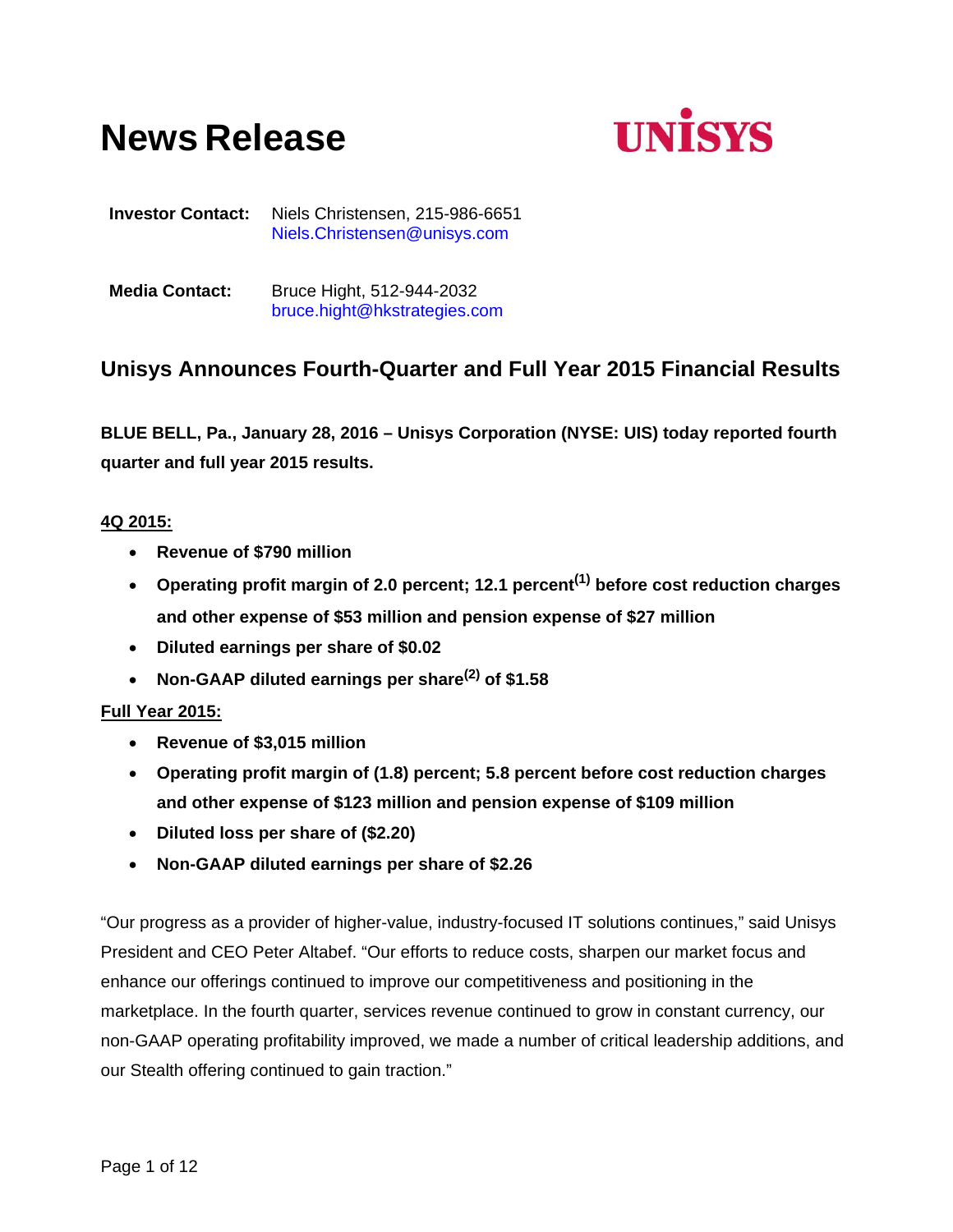# News Release

UNISYS

**Investor Contact:** Niels Christensen, 215-986-6651
Niels.Christensen@unisys.com

**Media Contact:** Bruce Hight, 512-944-2032
bruce.hight@hkstrategies.com

## Unisys Announces Fourth-Quarter and Full Year 2015 Financial Results

**BLUE BELL, Pa., January 28, 2016 – Unisys Corporation (NYSE: UIS) today reported fourth quarter and full year 2015 results.**

**4Q 2015:**

- **Revenue of $790 million**
- **Operating profit margin of 2.0 percent; 12.1 percent[(1)] before cost reduction charges and other expense of $53 million and pension expense of $27 million**
- **Diluted earnings per share of $0.02**
- **Non-GAAP diluted earnings per share[(2)] of $1.58**

**Full Year 2015:**

- **Revenue of $3,015 million**
- **Operating profit margin of (1.8) percent; 5.8 percent before cost reduction charges and other expense of $123 million and pension expense of $109 million**
- **Diluted loss per share of ($2.20)**
- **Non-GAAP diluted earnings per share of $2.26**

"Our progress as a provider of higher-value, industry-focused IT solutions continues," said Unisys President and CEO Peter Altabef. "Our efforts to reduce costs, sharpen our market focus and enhance our offerings continued to improve our competitiveness and positioning in the marketplace. In the fourth quarter, services revenue continued to grow in constant currency, our non-GAAP operating profitability improved, we made a number of critical leadership additions, and our Stealth offering continued to gain traction."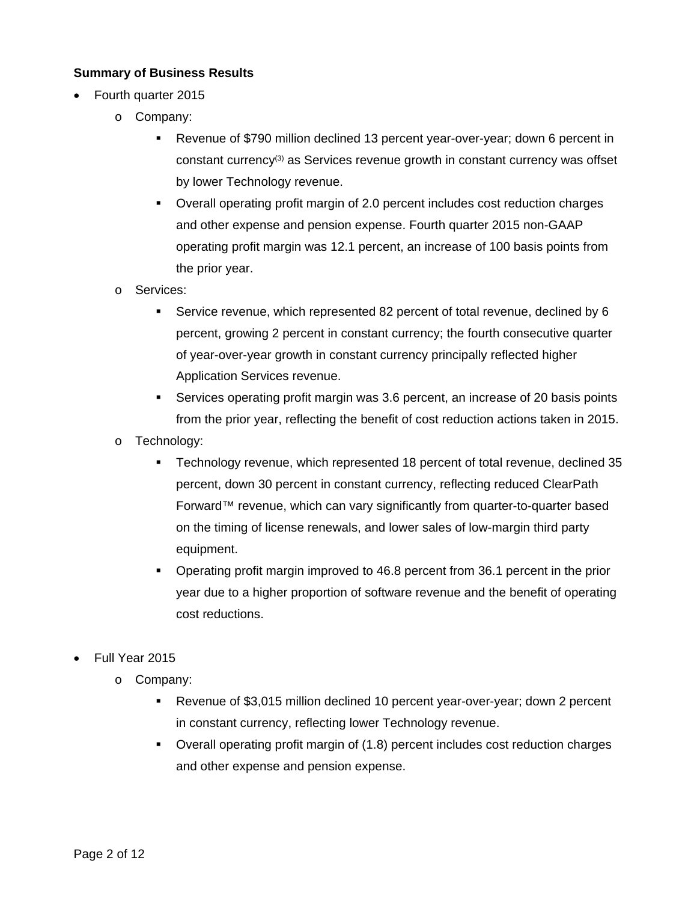**Summary of Business Results**

- Fourth quarter 2015
  - Company:
    - Revenue of $790 million declined 13 percent year-over-year; down 6 percent in constant currency[3] as Services revenue growth in constant currency was offset by lower Technology revenue.
    - Overall operating profit margin of 2.0 percent includes cost reduction charges and other expense and pension expense. Fourth quarter 2015 non-GAAP operating profit margin was 12.1 percent, an increase of 100 basis points from the prior year.
  - Services:
    - Service revenue, which represented 82 percent of total revenue, declined by 6 percent, growing 2 percent in constant currency; the fourth consecutive quarter of year-over-year growth in constant currency principally reflected higher Application Services revenue.
    - Services operating profit margin was 3.6 percent, an increase of 20 basis points from the prior year, reflecting the benefit of cost reduction actions taken in 2015.
  - Technology:
    - Technology revenue, which represented 18 percent of total revenue, declined 35 percent, down 30 percent in constant currency, reflecting reduced ClearPath Forward™ revenue, which can vary significantly from quarter-to-quarter based on the timing of license renewals, and lower sales of low-margin third party equipment.
    - Operating profit margin improved to 46.8 percent from 36.1 percent in the prior year due to a higher proportion of software revenue and the benefit of operating cost reductions.

- Full Year 2015
  - Company:
    - Revenue of $3,015 million declined 10 percent year-over-year; down 2 percent in constant currency, reflecting lower Technology revenue.
    - Overall operating profit margin of (1.8) percent includes cost reduction charges and other expense and pension expense.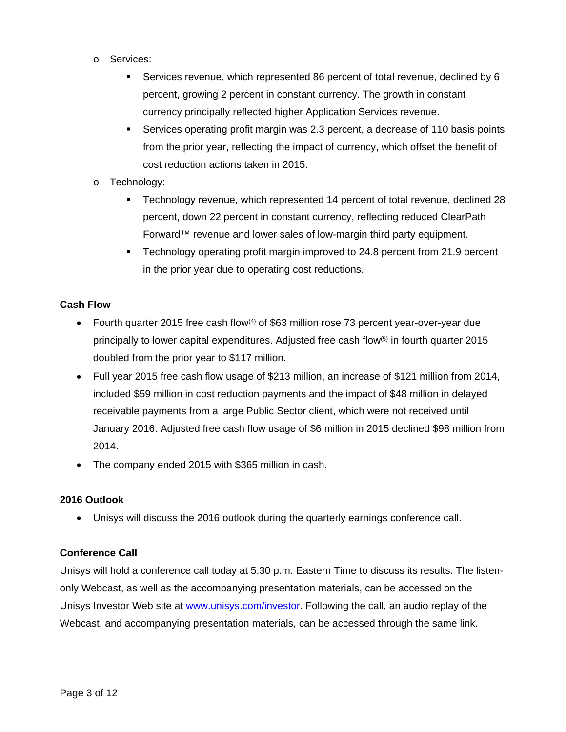- Services:
  - Services revenue, which represented 86 percent of total revenue, declined by 6 percent, growing 2 percent in constant currency. The growth in constant currency principally reflected higher Application Services revenue.
  - Services operating profit margin was 2.3 percent, a decrease of 110 basis points from the prior year, reflecting the impact of currency, which offset the benefit of cost reduction actions taken in 2015.
- Technology:
  - Technology revenue, which represented 14 percent of total revenue, declined 28 percent, down 22 percent in constant currency, reflecting reduced ClearPath Forward™ revenue and lower sales of low-margin third party equipment.
  - Technology operating profit margin improved to 24.8 percent from 21.9 percent in the prior year due to operating cost reductions.

**Cash Flow**

- Fourth quarter 2015 free cash flow(4) of $63 million rose 73 percent year-over-year due principally to lower capital expenditures. Adjusted free cash flow(5) in fourth quarter 2015 doubled from the prior year to $117 million.
- Full year 2015 free cash flow usage of $213 million, an increase of $121 million from 2014, included $59 million in cost reduction payments and the impact of $48 million in delayed receivable payments from a large Public Sector client, which were not received until January 2016. Adjusted free cash flow usage of $6 million in 2015 declined $98 million from 2014.
- The company ended 2015 with $365 million in cash.

**2016 Outlook**

- Unisys will discuss the 2016 outlook during the quarterly earnings conference call.

**Conference Call**

Unisys will hold a conference call today at 5:30 p.m. Eastern Time to discuss its results. The listen-only Webcast, as well as the accompanying presentation materials, can be accessed on the Unisys Investor Web site at www.unisys.com/investor. Following the call, an audio replay of the Webcast, and accompanying presentation materials, can be accessed through the same link.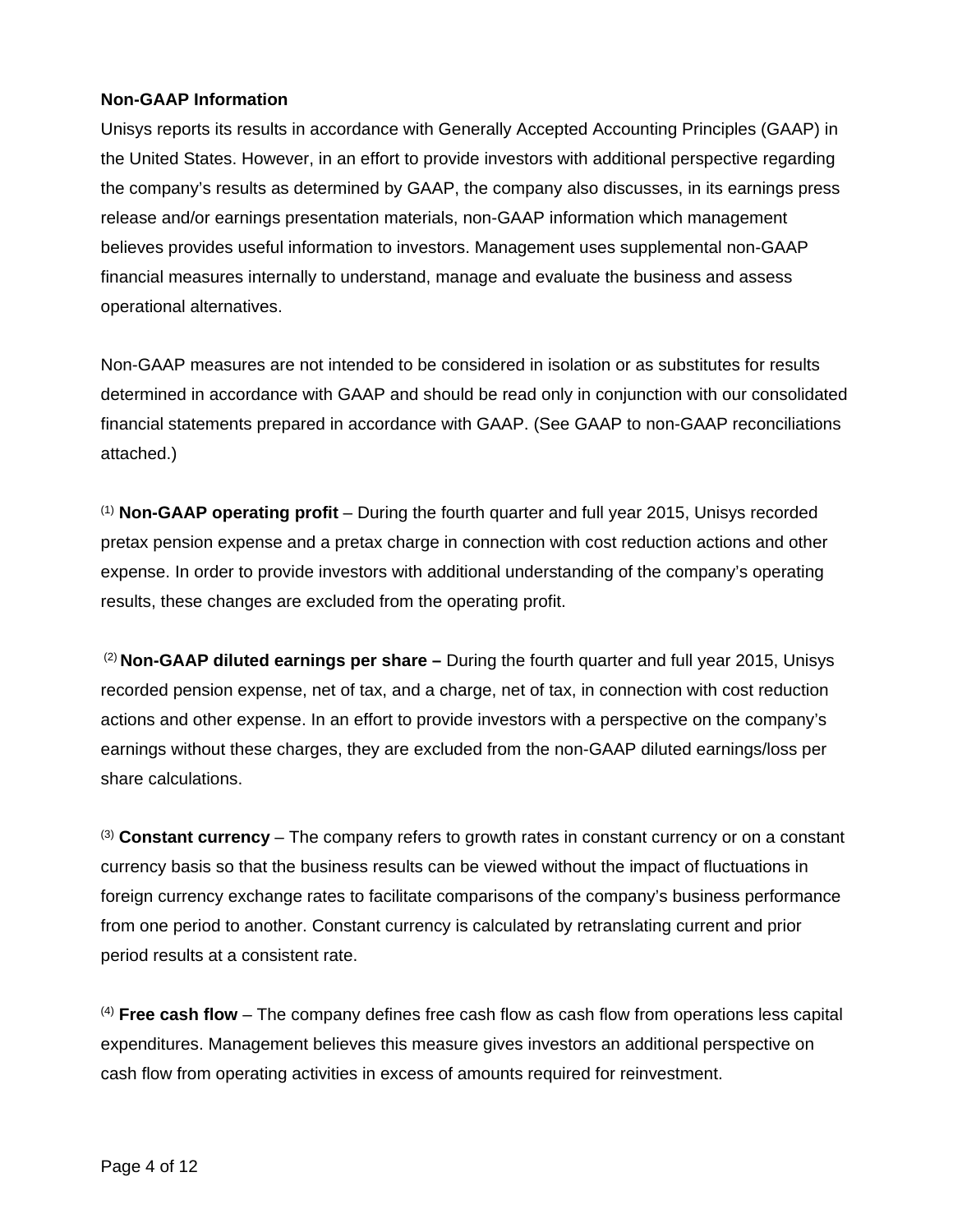**Non-GAAP Information**

Unisys reports its results in accordance with Generally Accepted Accounting Principles (GAAP) in the United States. However, in an effort to provide investors with additional perspective regarding the company's results as determined by GAAP, the company also discusses, in its earnings press release and/or earnings presentation materials, non-GAAP information which management believes provides useful information to investors. Management uses supplemental non-GAAP financial measures internally to understand, manage and evaluate the business and assess operational alternatives.

Non-GAAP measures are not intended to be considered in isolation or as substitutes for results determined in accordance with GAAP and should be read only in conjunction with our consolidated financial statements prepared in accordance with GAAP. (See GAAP to non-GAAP reconciliations attached.)

(1) **Non-GAAP operating profit** – During the fourth quarter and full year 2015, Unisys recorded pretax pension expense and a pretax charge in connection with cost reduction actions and other expense. In order to provide investors with additional understanding of the company's operating results, these changes are excluded from the operating profit.

(2) **Non-GAAP diluted earnings per share –** During the fourth quarter and full year 2015, Unisys recorded pension expense, net of tax, and a charge, net of tax, in connection with cost reduction actions and other expense. In an effort to provide investors with a perspective on the company's earnings without these charges, they are excluded from the non-GAAP diluted earnings/loss per share calculations.

(3) **Constant currency** – The company refers to growth rates in constant currency or on a constant currency basis so that the business results can be viewed without the impact of fluctuations in foreign currency exchange rates to facilitate comparisons of the company's business performance from one period to another. Constant currency is calculated by retranslating current and prior period results at a consistent rate.

(4) **Free cash flow** – The company defines free cash flow as cash flow from operations less capital expenditures. Management believes this measure gives investors an additional perspective on cash flow from operating activities in excess of amounts required for reinvestment.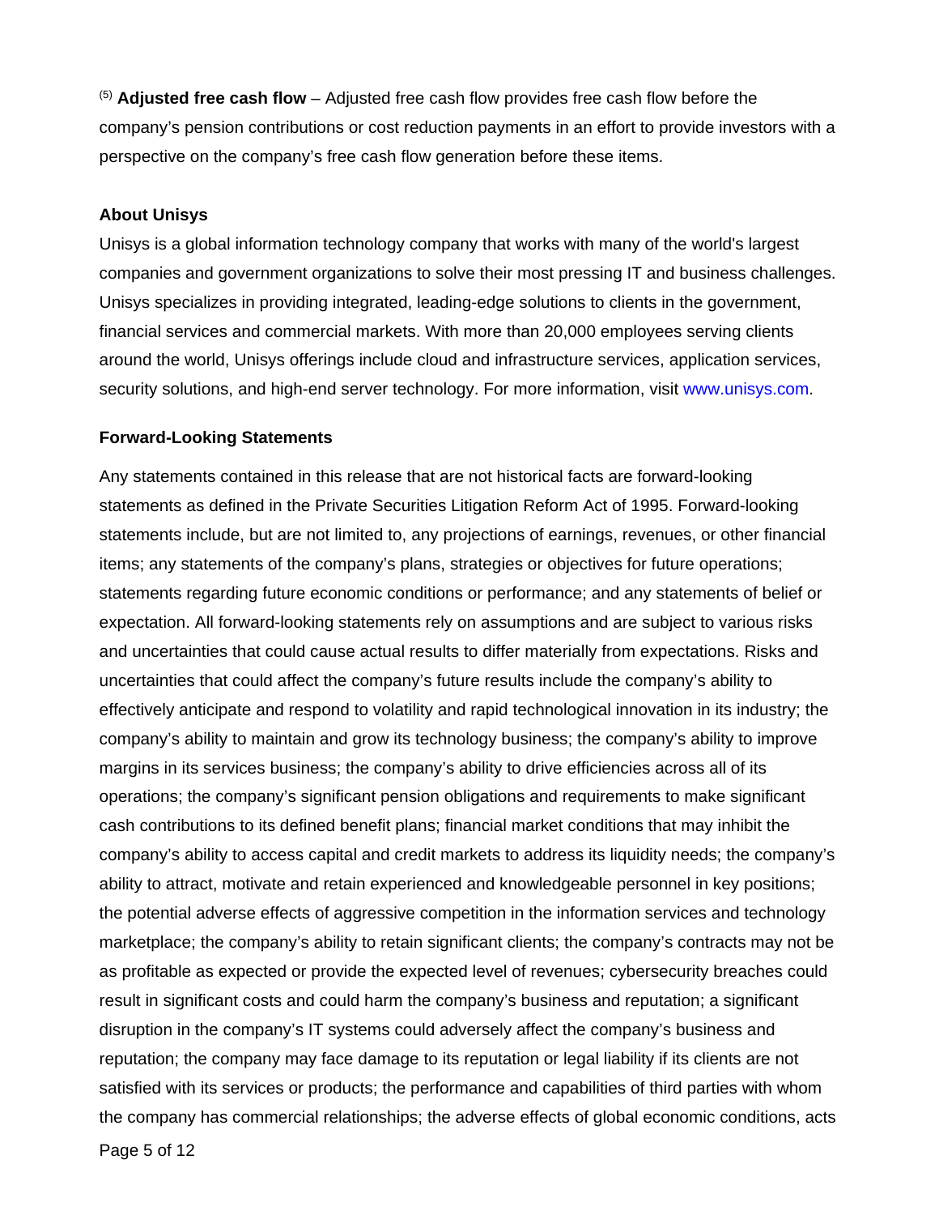[5] **Adjusted free cash flow** – Adjusted free cash flow provides free cash flow before the company's pension contributions or cost reduction payments in an effort to provide investors with a perspective on the company's free cash flow generation before these items.

**About Unisys**

Unisys is a global information technology company that works with many of the world's largest companies and government organizations to solve their most pressing IT and business challenges. Unisys specializes in providing integrated, leading-edge solutions to clients in the government, financial services and commercial markets. With more than 20,000 employees serving clients around the world, Unisys offerings include cloud and infrastructure services, application services, security solutions, and high-end server technology. For more information, visit www.unisys.com.

**Forward-Looking Statements**

Any statements contained in this release that are not historical facts are forward-looking statements as defined in the Private Securities Litigation Reform Act of 1995. Forward-looking statements include, but are not limited to, any projections of earnings, revenues, or other financial items; any statements of the company's plans, strategies or objectives for future operations; statements regarding future economic conditions or performance; and any statements of belief or expectation. All forward-looking statements rely on assumptions and are subject to various risks and uncertainties that could cause actual results to differ materially from expectations. Risks and uncertainties that could affect the company's future results include the company's ability to effectively anticipate and respond to volatility and rapid technological innovation in its industry; the company's ability to maintain and grow its technology business; the company's ability to improve margins in its services business; the company's ability to drive efficiencies across all of its operations; the company's significant pension obligations and requirements to make significant cash contributions to its defined benefit plans; financial market conditions that may inhibit the company's ability to access capital and credit markets to address its liquidity needs; the company's ability to attract, motivate and retain experienced and knowledgeable personnel in key positions; the potential adverse effects of aggressive competition in the information services and technology marketplace; the company's ability to retain significant clients; the company's contracts may not be as profitable as expected or provide the expected level of revenues; cybersecurity breaches could result in significant costs and could harm the company's business and reputation; a significant disruption in the company's IT systems could adversely affect the company's business and reputation; the company may face damage to its reputation or legal liability if its clients are not satisfied with its services or products; the performance and capabilities of third parties with whom the company has commercial relationships; the adverse effects of global economic conditions, acts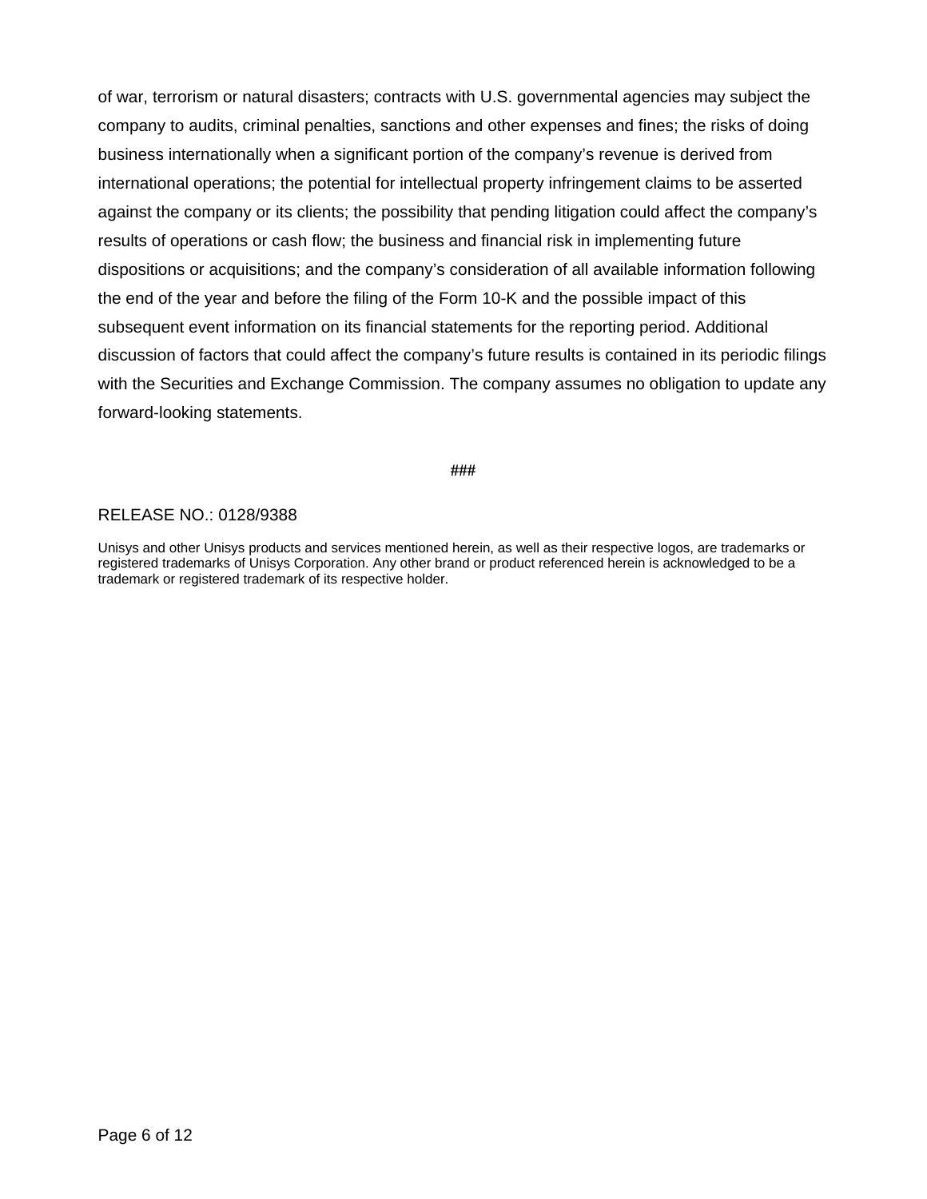of war, terrorism or natural disasters; contracts with U.S. governmental agencies may subject the company to audits, criminal penalties, sanctions and other expenses and fines; the risks of doing business internationally when a significant portion of the company's revenue is derived from international operations; the potential for intellectual property infringement claims to be asserted against the company or its clients; the possibility that pending litigation could affect the company's results of operations or cash flow; the business and financial risk in implementing future dispositions or acquisitions; and the company's consideration of all available information following the end of the year and before the filing of the Form 10-K and the possible impact of this subsequent event information on its financial statements for the reporting period. Additional discussion of factors that could affect the company's future results is contained in its periodic filings with the Securities and Exchange Commission. The company assumes no obligation to update any forward-looking statements.

###

RELEASE NO.: 0128/9388

Unisys and other Unisys products and services mentioned herein, as well as their respective logos, are trademarks or registered trademarks of Unisys Corporation. Any other brand or product referenced herein is acknowledged to be a trademark or registered trademark of its respective holder.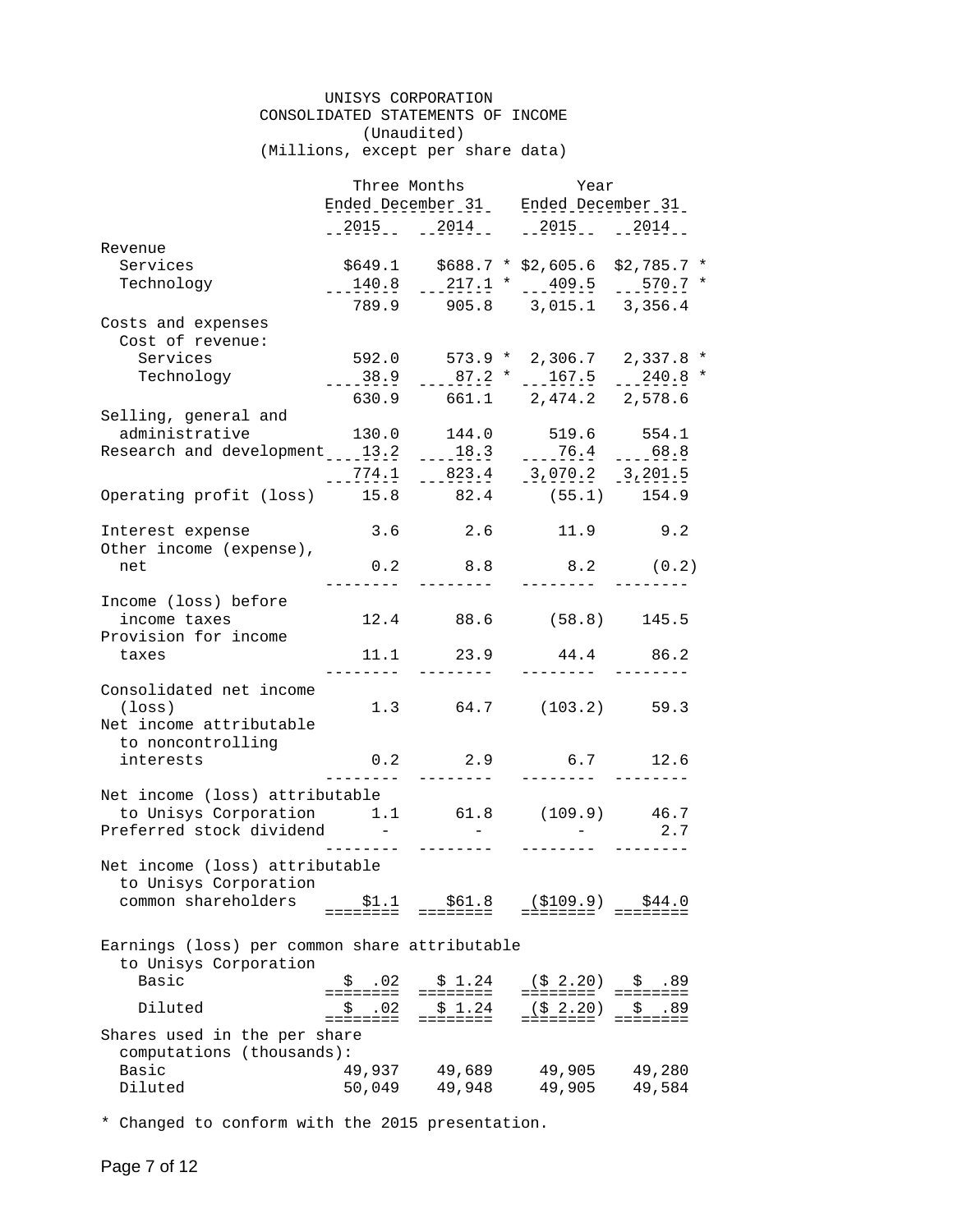# UNISYS CORPORATION
## CONSOLIDATED STATEMENTS OF INCOME
(Unaudited)
(Millions, except per share data)

| | Three Months Ended December 31 | | Year Ended December 31 | |
|---|---|---|---|---|
| | 2015 | 2014 | 2015 | 2014 |
| Revenue | | | | |
| Services | $649.1 | $688.7 * | $2,605.6 | $2,785.7 * |
| Technology | 140.8 | 217.1 * | 409.5 | 570.7 * |
| | 789.9 | 905.8 | 3,015.1 | 3,356.4 |
| Costs and expenses | | | | |
| Cost of revenue: | | | | |
| Services | 592.0 | 573.9 * | 2,306.7 | 2,337.8 * |
| Technology | 38.9 | 87.2 * | 167.5 | 240.8 * |
| | 630.9 | 661.1 | 2,474.2 | 2,578.6 |
| Selling, general and administrative | 130.0 | 144.0 | 519.6 | 554.1 |
| Research and development | 13.2 | 18.3 | 76.4 | 68.8 |
| | 774.1 | 823.4 | 3,070.2 | 3,201.5 |
| Operating profit (loss) | 15.8 | 82.4 | (55.1) | 154.9 |
| Interest expense | 3.6 | 2.6 | 11.9 | 9.2 |
| Other income (expense), net | 0.2 | 8.8 | 8.2 | (0.2) |
| Income (loss) before income taxes | 12.4 | 88.6 | (58.8) | 145.5 |
| Provision for income taxes | 11.1 | 23.9 | 44.4 | 86.2 |
| Consolidated net income (loss) | 1.3 | 64.7 | (103.2) | 59.3 |
| Net income attributable to noncontrolling interests | 0.2 | 2.9 | 6.7 | 12.6 |
| Net income (loss) attributable to Unisys Corporation | 1.1 | 61.8 | (109.9) | 46.7 |
| Preferred stock dividend | - | - | - | 2.7 |
| Net income (loss) attributable to Unisys Corporation common shareholders | $1.1 | $61.8 | ($109.9) | $44.0 |
| Earnings (loss) per common share attributable to Unisys Corporation | | | | |
| Basic | $ .02 | $ 1.24 | ($ 2.20) | $ .89 |
| Diluted | $ .02 | $ 1.24 | ($ 2.20) | $ .89 |
| Shares used in the per share computations (thousands): | | | | |
| Basic | 49,937 | 49,689 | 49,905 | 49,280 |
| Diluted | 50,049 | 49,948 | 49,905 | 49,584 |

* Changed to conform with the 2015 presentation.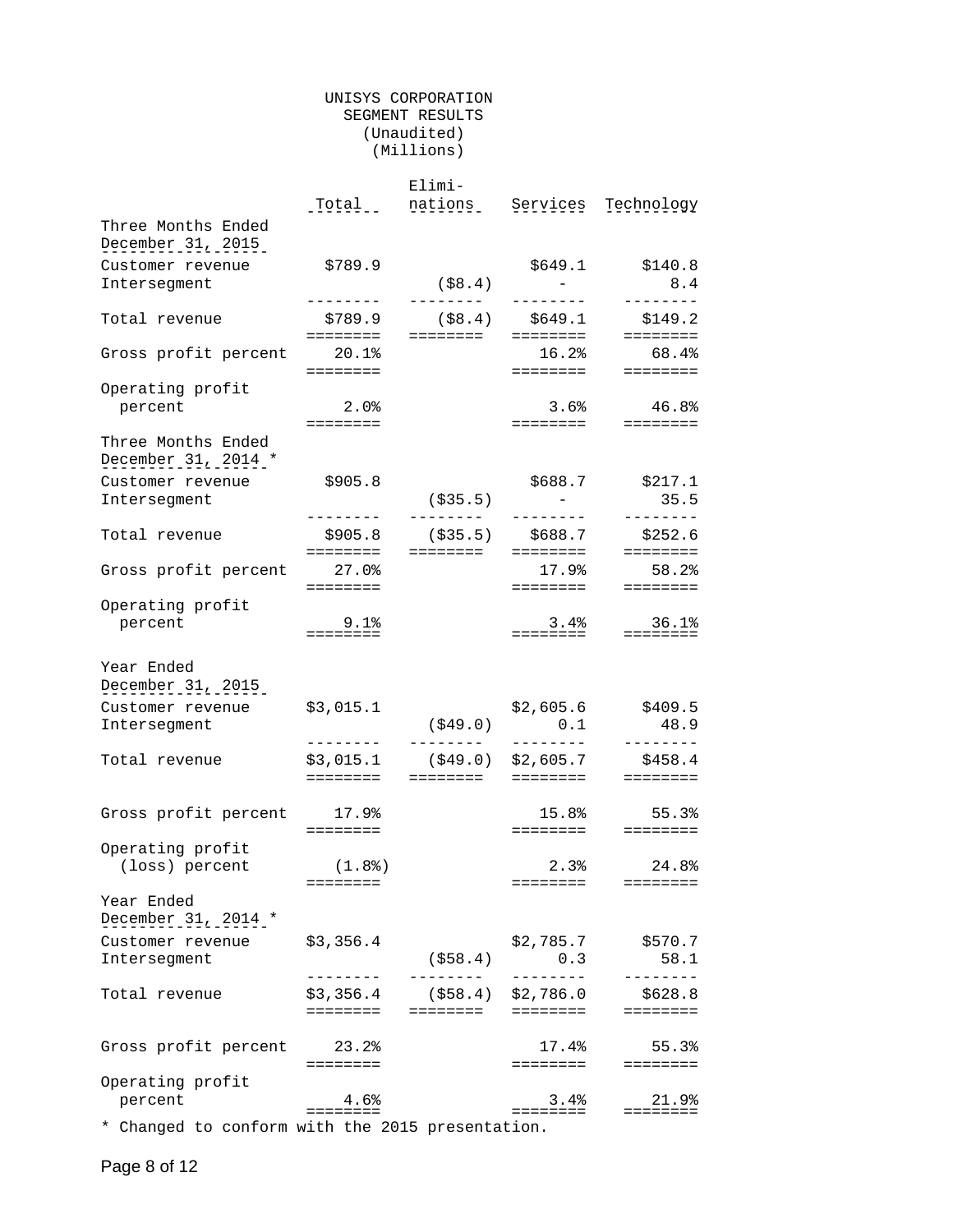# UNISYS CORPORATION
## SEGMENT RESULTS
(Unaudited)
(Millions)

| | Total | Eliminations | Services | Technology |
|---|---|---|---|---|
| **Three Months Ended December 31, 2015** | | | | |
| Customer revenue | $789.9 | | $649.1 | $140.8 |
| Intersegment | | ($8.4) | - | 8.4 |
| Total revenue | $789.9 | ($8.4) | $649.1 | $149.2 |
| Gross profit percent | 20.1% | | 16.2% | 68.4% |
| Operating profit percent | 2.0% | | 3.6% | 46.8% |
| **Three Months Ended December 31, 2014 *** | | | | |
| Customer revenue | $905.8 | | $688.7 | $217.1 |
| Intersegment | | ($35.5) | - | 35.5 |
| Total revenue | $905.8 | ($35.5) | $688.7 | $252.6 |
| Gross profit percent | 27.0% | | 17.9% | 58.2% |
| Operating profit percent | 9.1% | | 3.4% | 36.1% |
| **Year Ended December 31, 2015** | | | | |
| Customer revenue | $3,015.1 | | $2,605.6 | $409.5 |
| Intersegment | | ($49.0) | 0.1 | 48.9 |
| Total revenue | $3,015.1 | ($49.0) | $2,605.7 | $458.4 |
| Gross profit percent | 17.9% | | 15.8% | 55.3% |
| Operating profit (loss) percent | (1.8%) | | 2.3% | 24.8% |
| **Year Ended December 31, 2014 *** | | | | |
| Customer revenue | $3,356.4 | | $2,785.7 | $570.7 |
| Intersegment | | ($58.4) | 0.3 | 58.1 |
| Total revenue | $3,356.4 | ($58.4) | $2,786.0 | $628.8 |
| Gross profit percent | 23.2% | | 17.4% | 55.3% |
| Operating profit percent | 4.6% | | 3.4% | 21.9% |

* Changed to conform with the 2015 presentation.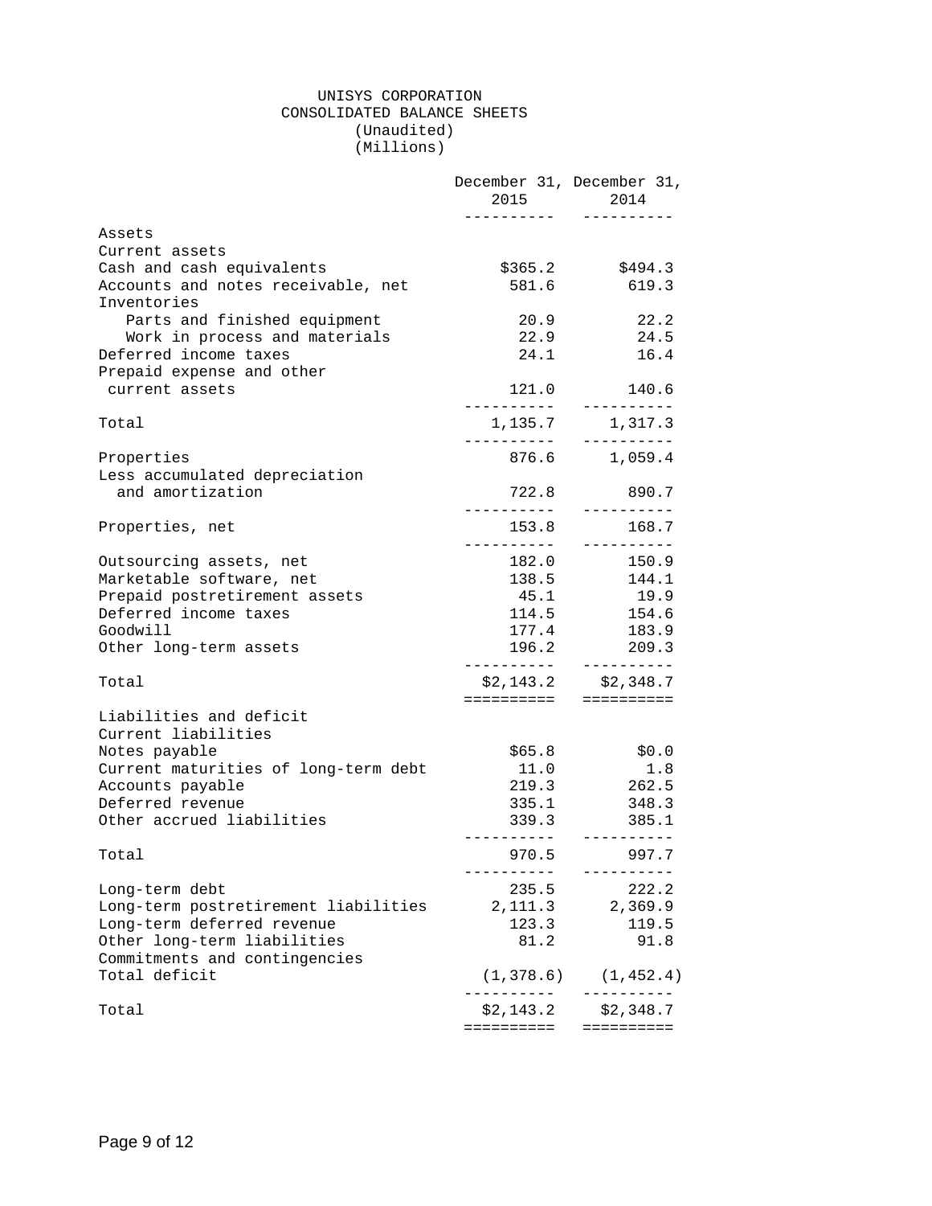# UNISYS CORPORATION
## CONSOLIDATED BALANCE SHEETS
(Unaudited)
(Millions)

| | December 31, 2015 | December 31, 2014 |
|---|---|---|
| Assets | | |
| Current assets | | |
| Cash and cash equivalents | $365.2 | $494.3 |
| Accounts and notes receivable, net | 581.6 | 619.3 |
| Inventories | | |
| Parts and finished equipment | 20.9 | 22.2 |
| Work in process and materials | 22.9 | 24.5 |
| Deferred income taxes | 24.1 | 16.4 |
| Prepaid expense and other current assets | 121.0 | 140.6 |
| Total | 1,135.7 | 1,317.3 |
| Properties | 876.6 | 1,059.4 |
| Less accumulated depreciation and amortization | 722.8 | 890.7 |
| Properties, net | 153.8 | 168.7 |
| Outsourcing assets, net | 182.0 | 150.9 |
| Marketable software, net | 138.5 | 144.1 |
| Prepaid postretirement assets | 45.1 | 19.9 |
| Deferred income taxes | 114.5 | 154.6 |
| Goodwill | 177.4 | 183.9 |
| Other long-term assets | 196.2 | 209.3 |
| Total | $2,143.2 | $2,348.7 |
| Liabilities and deficit | | |
| Current liabilities | | |
| Notes payable | $65.8 | $0.0 |
| Current maturities of long-term debt | 11.0 | 1.8 |
| Accounts payable | 219.3 | 262.5 |
| Deferred revenue | 335.1 | 348.3 |
| Other accrued liabilities | 339.3 | 385.1 |
| Total | 970.5 | 997.7 |
| Long-term debt | 235.5 | 222.2 |
| Long-term postretirement liabilities | 2,111.3 | 2,369.9 |
| Long-term deferred revenue | 123.3 | 119.5 |
| Other long-term liabilities | 81.2 | 91.8 |
| Commitments and contingencies | | |
| Total deficit | (1,378.6) | (1,452.4) |
| Total | $2,143.2 | $2,348.7 |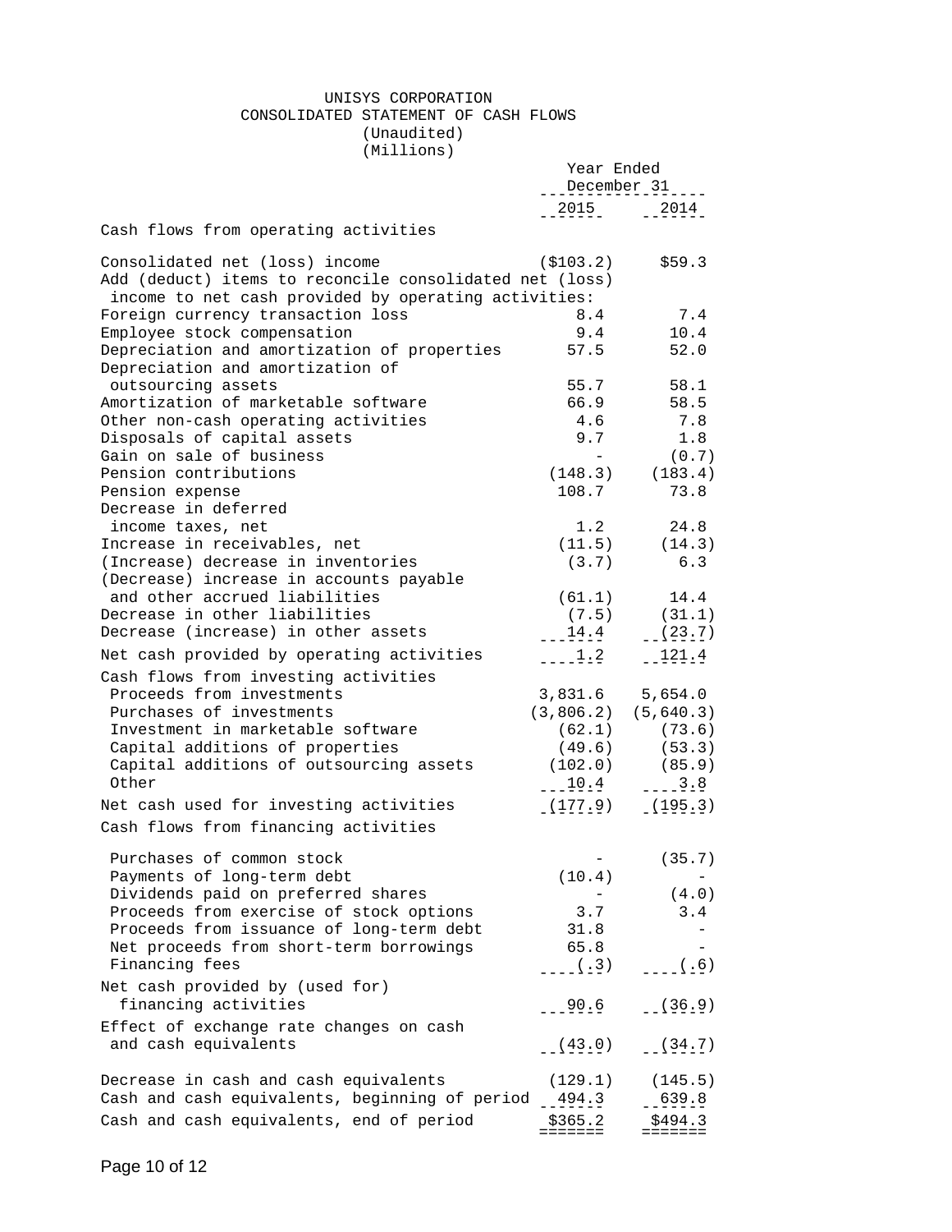# UNISYS CORPORATION

## CONSOLIDATED STATEMENT OF CASH FLOWS

(Unaudited)

(Millions)

| | Year Ended December 31 | |
|---|---|---|
| | 2015 | 2014 |
| **Cash flows from operating activities** | | |
| Consolidated net (loss) income | ($103.2) | $59.3 |
| Add (deduct) items to reconcile consolidated net (loss) income to net cash provided by operating activities: | | |
| Foreign currency transaction loss | 8.4 | 7.4 |
| Employee stock compensation | 9.4 | 10.4 |
| Depreciation and amortization of properties | 57.5 | 52.0 |
| Depreciation and amortization of outsourcing assets | 55.7 | 58.1 |
| Amortization of marketable software | 66.9 | 58.5 |
| Other non-cash operating activities | 4.6 | 7.8 |
| Disposals of capital assets | 9.7 | 1.8 |
| Gain on sale of business | - | (0.7) |
| Pension contributions | (148.3) | (183.4) |
| Pension expense | 108.7 | 73.8 |
| Decrease in deferred income taxes, net | 1.2 | 24.8 |
| Increase in receivables, net | (11.5) | (14.3) |
| (Increase) decrease in inventories | (3.7) | 6.3 |
| (Decrease) increase in accounts payable and other accrued liabilities | (61.1) | 14.4 |
| Decrease in other liabilities | (7.5) | (31.1) |
| Decrease (increase) in other assets | 14.4 | (23.7) |
| Net cash provided by operating activities | 1.2 | 121.4 |
| **Cash flows from investing activities** | | |
| Proceeds from investments | 3,831.6 | 5,654.0 |
| Purchases of investments | (3,806.2) | (5,640.3) |
| Investment in marketable software | (62.1) | (73.6) |
| Capital additions of properties | (49.6) | (53.3) |
| Capital additions of outsourcing assets | (102.0) | (85.9) |
| Other | 10.4 | 3.8 |
| Net cash used for investing activities | (177.9) | (195.3) |
| **Cash flows from financing activities** | | |
| Purchases of common stock | - | (35.7) |
| Payments of long-term debt | (10.4) | - |
| Dividends paid on preferred shares | - | (4.0) |
| Proceeds from exercise of stock options | 3.7 | 3.4 |
| Proceeds from issuance of long-term debt | 31.8 | - |
| Net proceeds from short-term borrowings | 65.8 | - |
| Financing fees | (.3) | (.6) |
| Net cash provided by (used for) financing activities | 90.6 | (36.9) |
| Effect of exchange rate changes on cash and cash equivalents | (43.0) | (34.7) |
| Decrease in cash and cash equivalents | (129.1) | (145.5) |
| Cash and cash equivalents, beginning of period | 494.3 | 639.8 |
| Cash and cash equivalents, end of period | $365.2 | $494.3 |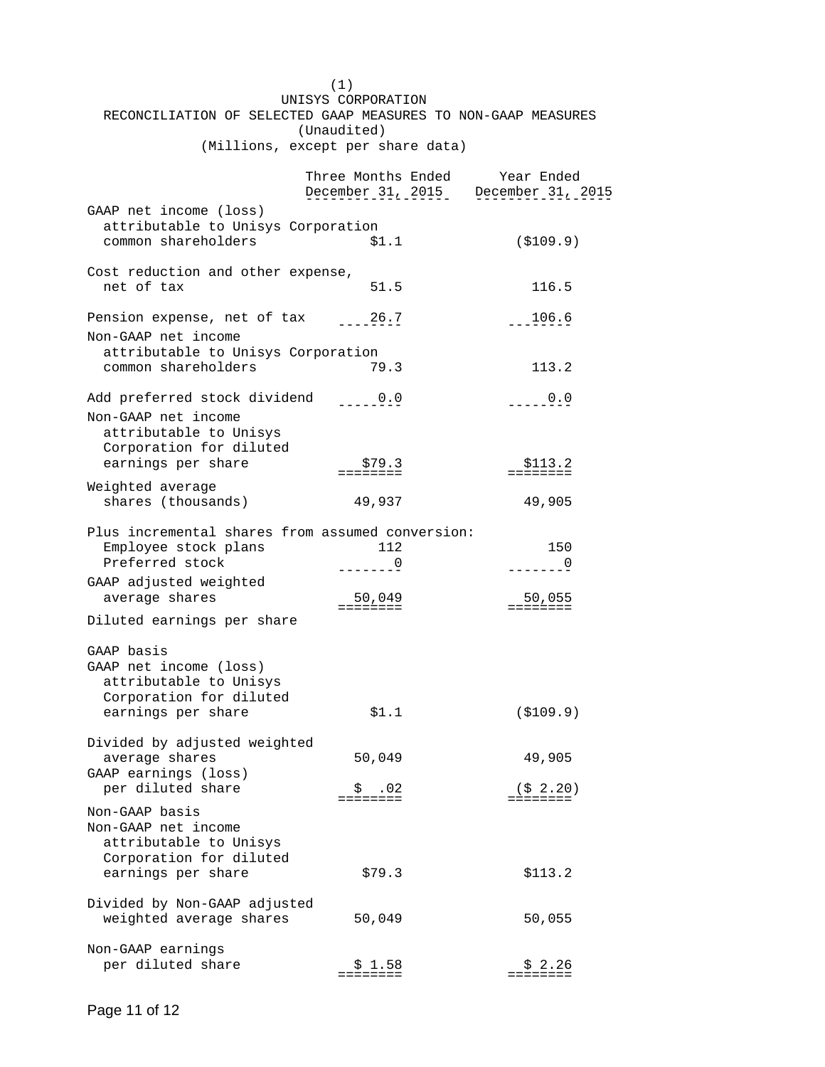(1)

UNISYS CORPORATION
RECONCILIATION OF SELECTED GAAP MEASURES TO NON-GAAP MEASURES
(Unaudited)
(Millions, except per share data)

| | Three Months Ended December 31, 2015 | Year Ended December 31, 2015 |
|---|---|---|
| GAAP net income (loss) attributable to Unisys Corporation common shareholders | $1.1 | ($109.9) |
| Cost reduction and other expense, net of tax | 51.5 | 116.5 |
| Pension expense, net of tax | 26.7 | 106.6 |
| Non-GAAP net income attributable to Unisys Corporation common shareholders | 79.3 | 113.2 |
| Add preferred stock dividend | 0.0 | 0.0 |
| Non-GAAP net income attributable to Unisys Corporation for diluted earnings per share | $79.3 | $113.2 |
| Weighted average shares (thousands) | 49,937 | 49,905 |
| Plus incremental shares from assumed conversion: | | |
| Employee stock plans | 112 | 150 |
| Preferred stock | 0 | 0 |
| GAAP adjusted weighted average shares | 50,049 | 50,055 |
| Diluted earnings per share | | |
| GAAP basis | | |
| GAAP net income (loss) attributable to Unisys Corporation for diluted earnings per share | $1.1 | ($109.9) |
| Divided by adjusted weighted average shares | 50,049 | 49,905 |
| GAAP earnings (loss) per diluted share | $ .02 | ($ 2.20) |
| Non-GAAP basis | | |
| Non-GAAP net income attributable to Unisys Corporation for diluted earnings per share | $79.3 | $113.2 |
| Divided by Non-GAAP adjusted weighted average shares | 50,049 | 50,055 |
| Non-GAAP earnings per diluted share | $ 1.58 | $ 2.26 |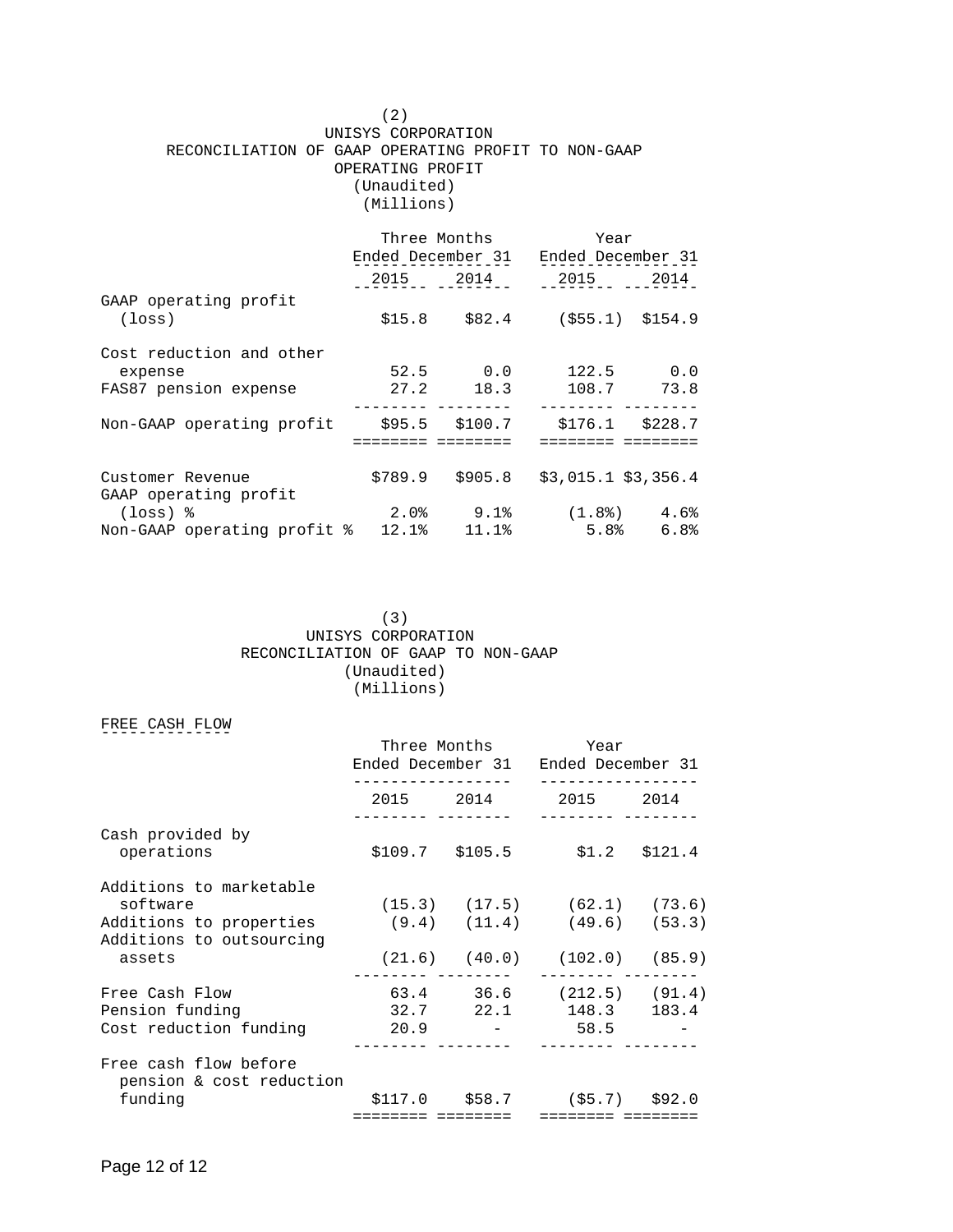(2)

UNISYS CORPORATION

RECONCILIATION OF GAAP OPERATING PROFIT TO NON-GAAP OPERATING PROFIT

(Unaudited)

(Millions)

| | Three Months Ended December 31 | | Year Ended December 31 | |
|---|---|---|---|---|
| | 2015 | 2014 | 2015 | 2014 |
| GAAP operating profit (loss) | $15.8 | $82.4 | ($55.1) | $154.9 |
| Cost reduction and other expense | 52.5 | 0.0 | 122.5 | 0.0 |
| FAS87 pension expense | 27.2 | 18.3 | 108.7 | 73.8 |
| Non-GAAP operating profit | $95.5 | $100.7 | $176.1 | $228.7 |
| Customer Revenue | $789.9 | $905.8 | $3,015.1 | $3,356.4 |
| GAAP operating profit (loss) % | 2.0% | 9.1% | (1.8%) | 4.6% |
| Non-GAAP operating profit % | 12.1% | 11.1% | 5.8% | 6.8% |

(3)

UNISYS CORPORATION

RECONCILIATION OF GAAP TO NON-GAAP

(Unaudited)

(Millions)

FREE CASH FLOW

| | Three Months Ended December 31 | | Year Ended December 31 | |
|---|---|---|---|---|
| | 2015 | 2014 | 2015 | 2014 |
| Cash provided by operations | $109.7 | $105.5 | $1.2 | $121.4 |
| Additions to marketable software | (15.3) | (17.5) | (62.1) | (73.6) |
| Additions to properties | (9.4) | (11.4) | (49.6) | (53.3) |
| Additions to outsourcing assets | (21.6) | (40.0) | (102.0) | (85.9) |
| Free Cash Flow | 63.4 | 36.6 | (212.5) | (91.4) |
| Pension funding | 32.7 | 22.1 | 148.3 | 183.4 |
| Cost reduction funding | 20.9 | - | 58.5 | - |
| Free cash flow before pension & cost reduction funding | $117.0 | $58.7 | ($5.7) | $92.0 |